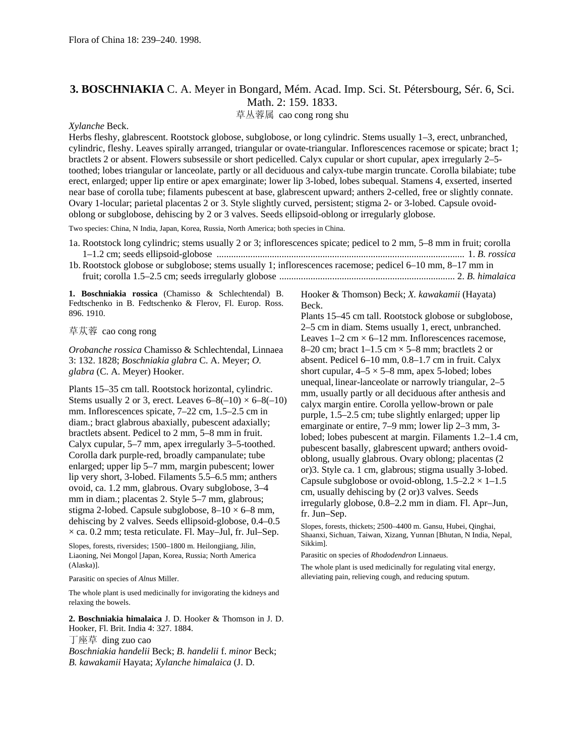Flora of China 18: 239–240. 1998.

## 3. BOSCHNIAKIA C. A. Meyer in Bongard, Mém. Acad. Imp. Sci. St. Pétersbourg, Sér. 6, Sci. Math. 2: 159. 1833.

草丛蓉属 cao cong rong shu

*Xylanche* Beck.

Herbs fleshy, glabrescent. Rootstock globose, subglobose, or long cylindric. Stems usually 1–3, erect, unbranched, cylindric, fleshy. Leaves spirally arranged, triangular or ovate-triangular. Inflorescences racemose or spicate; bract 1; bractlets 2 or absent. Flowers subsessile or short pedicelled. Calyx cupular or short cupular, apex irregularly 2–5-toothed; lobes triangular or lanceolate, partly or all deciduous and calyx-tube margin truncate. Corolla bilabiate; tube erect, enlarged; upper lip entire or apex emarginate; lower lip 3-lobed, lobes subequal. Stamens 4, exserted, inserted near base of corolla tube; filaments pubescent at base, glabrescent upward; anthers 2-celled, free or slightly connate. Ovary 1-locular; parietal placentas 2 or 3. Style slightly curved, persistent; stigma 2- or 3-lobed. Capsule ovoid-oblong or subglobose, dehiscing by 2 or 3 valves. Seeds ellipsoid-oblong or irregularly globose.

Two species: China, N India, Japan, Korea, Russia, North America; both species in China.

1a. Rootstock long cylindric; stems usually 2 or 3; inflorescences spicate; pedicel to 2 mm, 5–8 mm in fruit; corolla 1–1.2 cm; seeds ellipsoid-globose ...................................................................................................... 1. *B. rossica*
1b. Rootstock globose or subglobose; stems usually 1; inflorescences racemose; pedicel 6–10 mm, 8–17 mm in fruit; corolla 1.5–2.5 cm; seeds irregularly globose ......................................................................... 2. *B. himalaica*

**1. Boschniakia rossica** (Chamisso & Schlechtendal) B. Fedtschenko in B. Fedtschenko & Flerov, Fl. Europ. Ross. 896. 1910.

草苁蓉 cao cong rong

*Orobanche rossica* Chamisso & Schlechtendal, Linnaea 3: 132. 1828; *Boschniakia glabra* C. A. Meyer; *O. glabra* (C. A. Meyer) Hooker.

Plants 15–35 cm tall. Rootstock horizontal, cylindric. Stems usually 2 or 3, erect. Leaves 6–8(–10) × 6–8(–10) mm. Inflorescences spicate, 7–22 cm, 1.5–2.5 cm in diam.; bract glabrous abaxially, pubescent adaxially; bractlets absent. Pedicel to 2 mm, 5–8 mm in fruit. Calyx cupular, 5–7 mm, apex irregularly 3–5-toothed. Corolla dark purple-red, broadly campanulate; tube enlarged; upper lip 5–7 mm, margin pubescent; lower lip very short, 3-lobed. Filaments 5.5–6.5 mm; anthers ovoid, ca. 1.2 mm, glabrous. Ovary subglobose, 3–4 mm in diam.; placentas 2. Style 5–7 mm, glabrous; stigma 2-lobed. Capsule subglobose, 8–10 × 6–8 mm, dehiscing by 2 valves. Seeds ellipsoid-globose, 0.4–0.5 × ca. 0.2 mm; testa reticulate. Fl. May–Jul, fr. Jul–Sep.

Slopes, forests, riversides; 1500–1800 m. Heilongjiang, Jilin, Liaoning, Nei Mongol [Japan, Korea, Russia; North America (Alaska)].

Parasitic on species of *Alnus* Miller.

The whole plant is used medicinally for invigorating the kidneys and relaxing the bowels.

**2. Boschniakia himalaica** J. D. Hooker & Thomson in J. D. Hooker, Fl. Brit. India 4: 327. 1884.

丁座草 ding zuo cao

*Boschniakia handelii* Beck; *B. handelii* f. *minor* Beck; *B. kawakamii* Hayata; *Xylanche himalaica* (J. D. Hooker & Thomson) Beck; *X. kawakamii* (Hayata) Beck.

Plants 15–45 cm tall. Rootstock globose or subglobose, 2–5 cm in diam. Stems usually 1, erect, unbranched. Leaves 1–2 cm × 6–12 mm. Inflorescences racemose, 8–20 cm; bract 1–1.5 cm × 5–8 mm; bractlets 2 or absent. Pedicel 6–10 mm, 0.8–1.7 cm in fruit. Calyx short cupular, 4–5 × 5–8 mm, apex 5-lobed; lobes unequal, linear-lanceolate or narrowly triangular, 2–5 mm, usually partly or all deciduous after anthesis and calyx margin entire. Corolla yellow-brown or pale purple, 1.5–2.5 cm; tube slightly enlarged; upper lip emarginate or entire, 7–9 mm; lower lip 2–3 mm, 3-lobed; lobes pubescent at margin. Filaments 1.2–1.4 cm, pubescent basally, glabrescent upward; anthers ovoid-oblong, usually glabrous. Ovary oblong; placentas (2 or)3. Style ca. 1 cm, glabrous; stigma usually 3-lobed. Capsule subglobose or ovoid-oblong, 1.5–2.2 × 1–1.5 cm, usually dehiscing by (2 or)3 valves. Seeds irregularly globose, 0.8–2.2 mm in diam. Fl. Apr–Jun, fr. Jun–Sep.

Slopes, forests, thickets; 2500–4400 m. Gansu, Hubei, Qinghai, Shaanxi, Sichuan, Taiwan, Xizang, Yunnan [Bhutan, N India, Nepal, Sikkim].

Parasitic on species of *Rhododendron* Linnaeus.

The whole plant is used medicinally for regulating vital energy, alleviating pain, relieving cough, and reducing sputum.